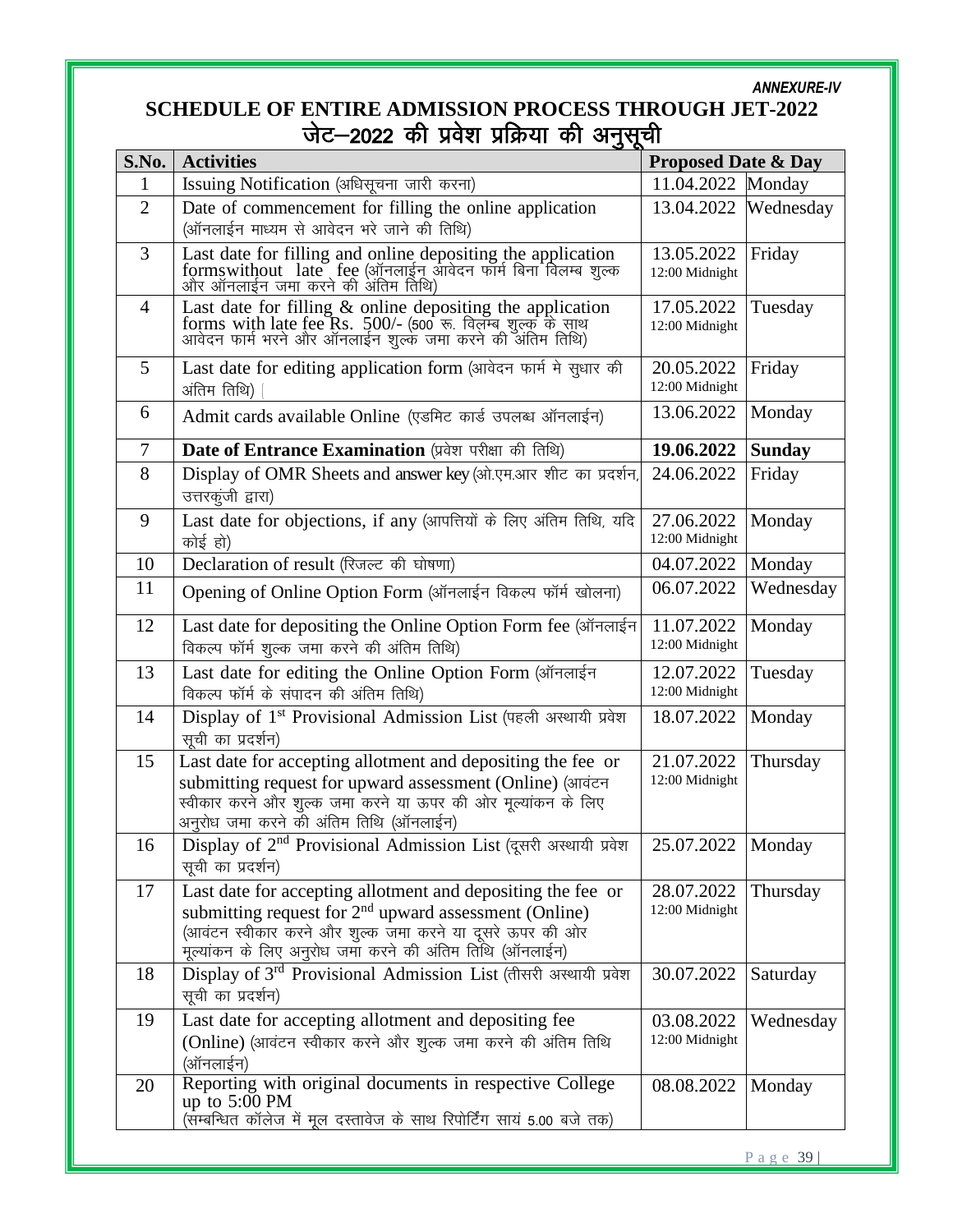*ANNEXURE-IV*

# SCHEDULE OF ENTIRE ADMISSION PROCESS THROUGH JET-2022

# जेट–2022 की प्रवेश प्रक्रिया की अनुसूची

| S.No. | Activities | Proposed Date & Day | |
|---|---|---|---|
| 1 | Issuing Notification (अधिसूचना जारी करना) | 11.04.2022 | Monday |
| 2 | Date of commencement for filling the online application (ऑनलाईन माध्यम से आवेदन भरे जाने की तिथि) | 13.04.2022 | Wednesday |
| 3 | Last date for filling and online depositing the application formswithout late fee (ऑनलाईन आवेदन फार्म बिना विलम्ब शुल्क और ऑनलाईन जमा करने की अंतिम तिथि) | 13.05.2022 12:00 Midnight | Friday |
| 4 | Last date for filling & online depositing the application forms with late fee Rs. 500/- (500 रू. विलम्ब शुल्क के साथ आवेदन फार्म भरने और ऑनलाईन शुल्क जमा करने की अंतिम तिथि) | 17.05.2022 12:00 Midnight | Tuesday |
| 5 | Last date for editing application form (आवेदन फार्म मे सुधार की अंतिम तिथि) | 20.05.2022 12:00 Midnight | Friday |
| 6 | Admit cards available Online (एडमिट कार्ड उपलब्ध ऑनलाईन) | 13.06.2022 | Monday |
| 7 | **Date of Entrance Examination** (प्रवेश परीक्षा की तिथि) | **19.06.2022** | **Sunday** |
| 8 | Display of OMR Sheets and answer key (ओ.एम.आर शीट का प्रदर्शन, उत्तरकुंजी द्वारा) | 24.06.2022 | Friday |
| 9 | Last date for objections, if any (आपत्तियों के लिए अंतिम तिथि, यदि कोई हो) | 27.06.2022 12:00 Midnight | Monday |
| 10 | Declaration of result (रिजल्ट की घोषणा) | 04.07.2022 | Monday |
| 11 | Opening of Online Option Form (ऑनलाईन विकल्प फॉर्म खोलना) | 06.07.2022 | Wednesday |
| 12 | Last date for depositing the Online Option Form fee (ऑनलाईन विकल्प फॉर्म शुल्क जमा करने की अंतिम तिथि) | 11.07.2022 12:00 Midnight | Monday |
| 13 | Last date for editing the Online Option Form (ऑनलाईन विकल्प फॉर्म के संपादन की अंतिम तिथि) | 12.07.2022 12:00 Midnight | Tuesday |
| 14 | Display of 1st Provisional Admission List (पहली अस्थायी प्रवेश सूची का प्रदर्शन) | 18.07.2022 | Monday |
| 15 | Last date for accepting allotment and depositing the fee or submitting request for upward assessment (Online) (आवंटन स्वीकार करने और शुल्क जमा करने या ऊपर की ओर मूल्यांकन के लिए अनुरोध जमा करने की अंतिम तिथि (ऑनलाईन) | 21.07.2022 12:00 Midnight | Thursday |
| 16 | Display of 2nd Provisional Admission List (दूसरी अस्थायी प्रवेश सूची का प्रदर्शन) | 25.07.2022 | Monday |
| 17 | Last date for accepting allotment and depositing the fee or submitting request for 2nd upward assessment (Online) (आवंटन स्वीकार करने और शुल्क जमा करने या दूसरे ऊपर की ओर मूल्यांकन के लिए अनुरोध जमा करने की अंतिम तिथि (ऑनलाईन) | 28.07.2022 12:00 Midnight | Thursday |
| 18 | Display of 3rd Provisional Admission List (तीसरी अस्थायी प्रवेश सूची का प्रदर्शन) | 30.07.2022 | Saturday |
| 19 | Last date for accepting allotment and depositing fee (Online) (आवंटन स्वीकार करने और शुल्क जमा करने की अंतिम तिथि (ऑनलाईन) | 03.08.2022 12:00 Midnight | Wednesday |
| 20 | Reporting with original documents in respective College up to 5:00 PM (सम्बन्धित कॉलेज में मूल दस्तावेज के साथ रिपोर्टिंग सायं 5.00 बजे तक) | 08.08.2022 | Monday |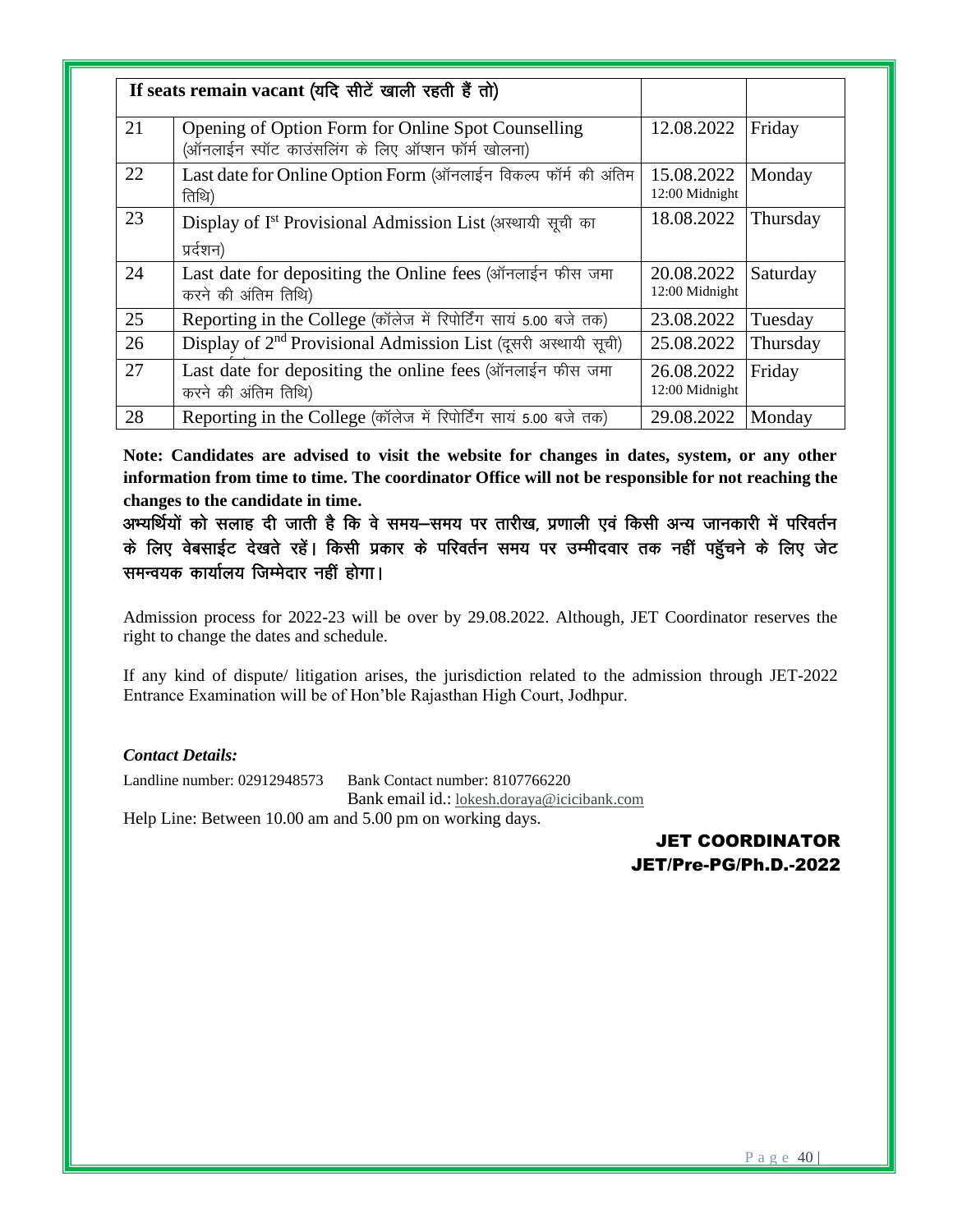| If seats remain vacant (यदि सीटें खाली रहती हैं तो) | | | |
|---|---|---|---|
| 21 | Opening of Option Form for Online Spot Counselling (ऑनलाईन स्पॉट काउंसलिंग के लिए ऑप्शन फॉर्म खोलना) | 12.08.2022 | Friday |
| 22 | Last date for Online Option Form (ऑनलाईन विकल्प फॉर्म की अंतिम तिथि) | 15.08.2022 12:00 Midnight | Monday |
| 23 | Display of I<sup>st</sup> Provisional Admission List (अस्थायी सूची का प्रदर्शन) | 18.08.2022 | Thursday |
| 24 | Last date for depositing the Online fees (ऑनलाईन फीस जमा करने की अंतिम तिथि) | 20.08.2022 12:00 Midnight | Saturday |
| 25 | Reporting in the College (कॉलेज में रिपोर्टिंग सायं 5.00 बजे तक) | 23.08.2022 | Tuesday |
| 26 | Display of 2nd Provisional Admission List (दूसरी अस्थायी सूची) | 25.08.2022 | Thursday |
| 27 | Last date for depositing the online fees (ऑनलाईन फीस जमा करने की अंतिम तिथि) | 26.08.2022 12:00 Midnight | Friday |
| 28 | Reporting in the College (कॉलेज में रिपोर्टिंग सायं 5.00 बजे तक) | 29.08.2022 | Monday |

**Note: Candidates are advised to visit the website for changes in dates, system, or any other information from time to time. The coordinator Office will not be responsible for not reaching the changes to the candidate in time.**

**अभ्यर्थियों को सलाह दी जाती है कि वे समय–समय पर तारीख, प्रणाली एवं किसी अन्य जानकारी में परिवर्तन के लिए वेबसाईट देखते रहें। किसी प्रकार के परिवर्तन समय पर उम्मीदवार तक नहीं पहुॅचने के लिए जेट समन्वयक कार्यालय जिम्मेदार नहीं होगा।**

Admission process for 2022-23 will be over by 29.08.2022. Although, JET Coordinator reserves the right to change the dates and schedule.

If any kind of dispute/ litigation arises, the jurisdiction related to the admission through JET-2022 Entrance Examination will be of Hon'ble Rajasthan High Court, Jodhpur.

***Contact Details:***

Landline number: 02912948573 Bank Contact number: 8107766220

Bank email id.: lokesh.doraya@icicibank.com

Help Line: Between 10.00 am and 5.00 pm on working days.

**JET COORDINATOR**
**JET/Pre-PG/Ph.D.-2022**